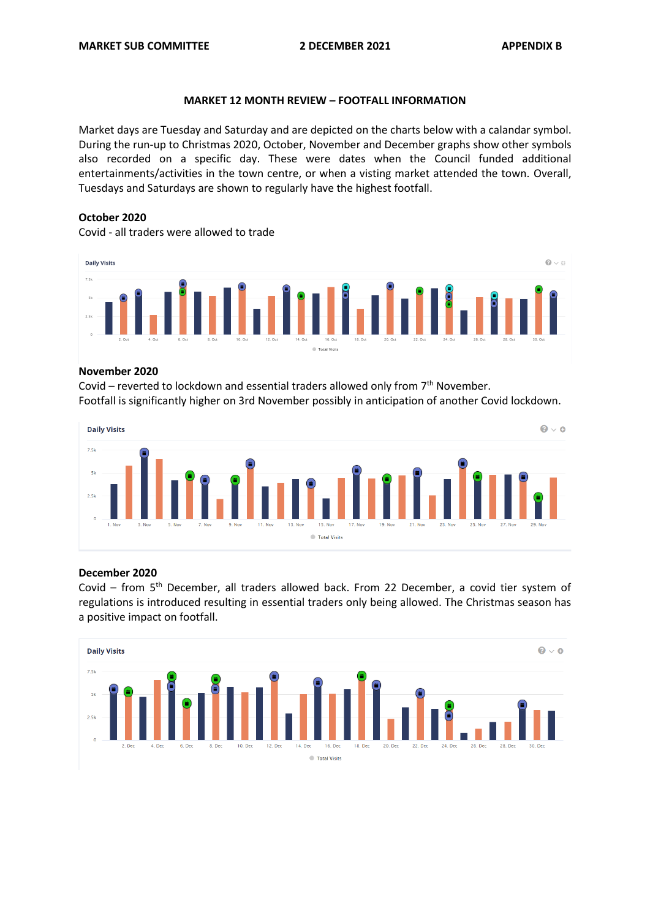# MARKET 12 MONTH REVIEW – FOOTFALL INFORMATION

Market days are Tuesday and Saturday and are depicted on the charts below with a calandar symbol. During the run-up to Christmas 2020, October, November and December graphs show other symbols also recorded on a specific day. These were dates when the Council funded additional entertainments/activities in the town centre, or when a visting market attended the town. Overall, Tuesdays and Saturdays are shown to regularly have the highest footfall.

## October 2020

Covid - all traders were allowed to trade

## November 2020

Covid – reverted to lockdown and essential traders allowed only from 7th November.
Footfall is significantly higher on 3rd November possibly in anticipation of another Covid lockdown.

## December 2020

Covid – from 5th December, all traders allowed back. From 22 December, a covid tier system of regulations is introduced resulting in essential traders only being allowed. The Christmas season has a positive impact on footfall.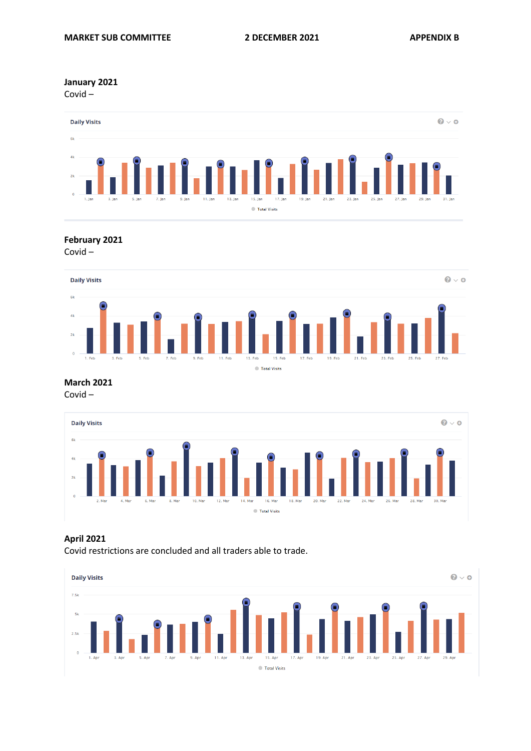## January 2021

Covid –

Daily Visits

6k
4k
2k
0

1. Jan 3. Jan 5. Jan 7. Jan 9. Jan 11. Jan 13. Jan 15. Jan 17. Jan 19. Jan 21. Jan 23. Jan 25. Jan 27. Jan 29. Jan 31. Jan

Total Visits

## February 2021

Covid –

Daily Visits

6k
4k
2k
0

1. Feb 3. Feb 5. Feb 7. Feb 9. Feb 11. Feb 13. Feb 15. Feb 17. Feb 19. Feb 21. Feb 23. Feb 25. Feb 27. Feb

Total Visits

## March 2021

Covid –

Daily Visits

6k
4k
2k
0

2. Mar 4. Mar 6. Mar 8. Mar 10. Mar 12. Mar 14. Mar 16. Mar 18. Mar 20. Mar 22. Mar 24. Mar 26. Mar 28. Mar 30. Mar

Total Visits

## April 2021

Covid restrictions are concluded and all traders able to trade.

Daily Visits

7.5k
5k
2.5k
0

1. Apr 3. Apr 5. Apr 7. Apr 9. Apr 11. Apr 13. Apr 15. Apr 17. Apr 19. Apr 21. Apr 23. Apr 25. Apr 27. Apr 29. Apr

Total Visits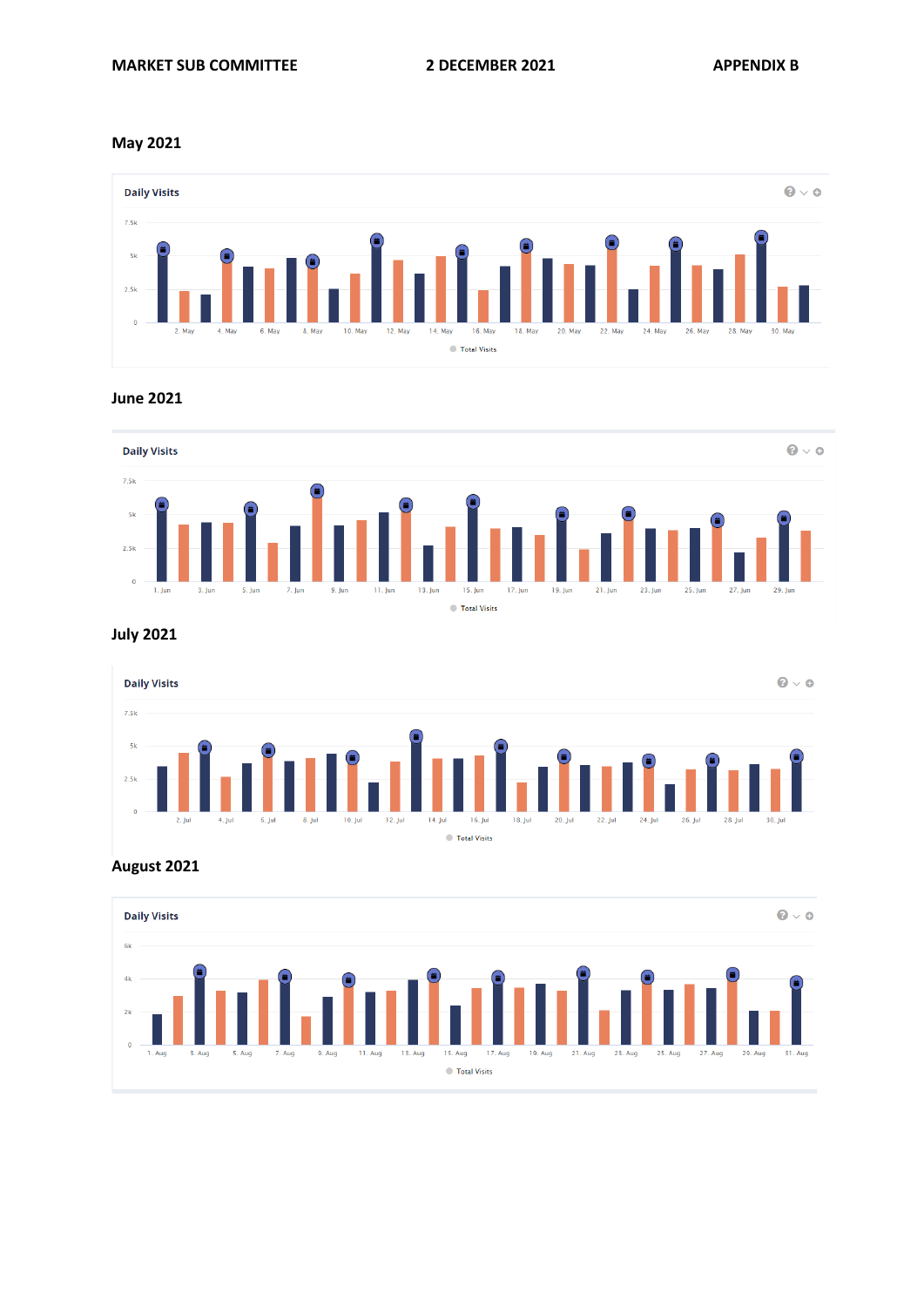MARKET SUB COMMITTEE 2 DECEMBER 2021 APPENDIX B

## May 2021

Daily Visits

Total Visits

## June 2021

Daily Visits

Total Visits

## July 2021

Daily Visits

Total Visits

## August 2021

Daily Visits

Total Visits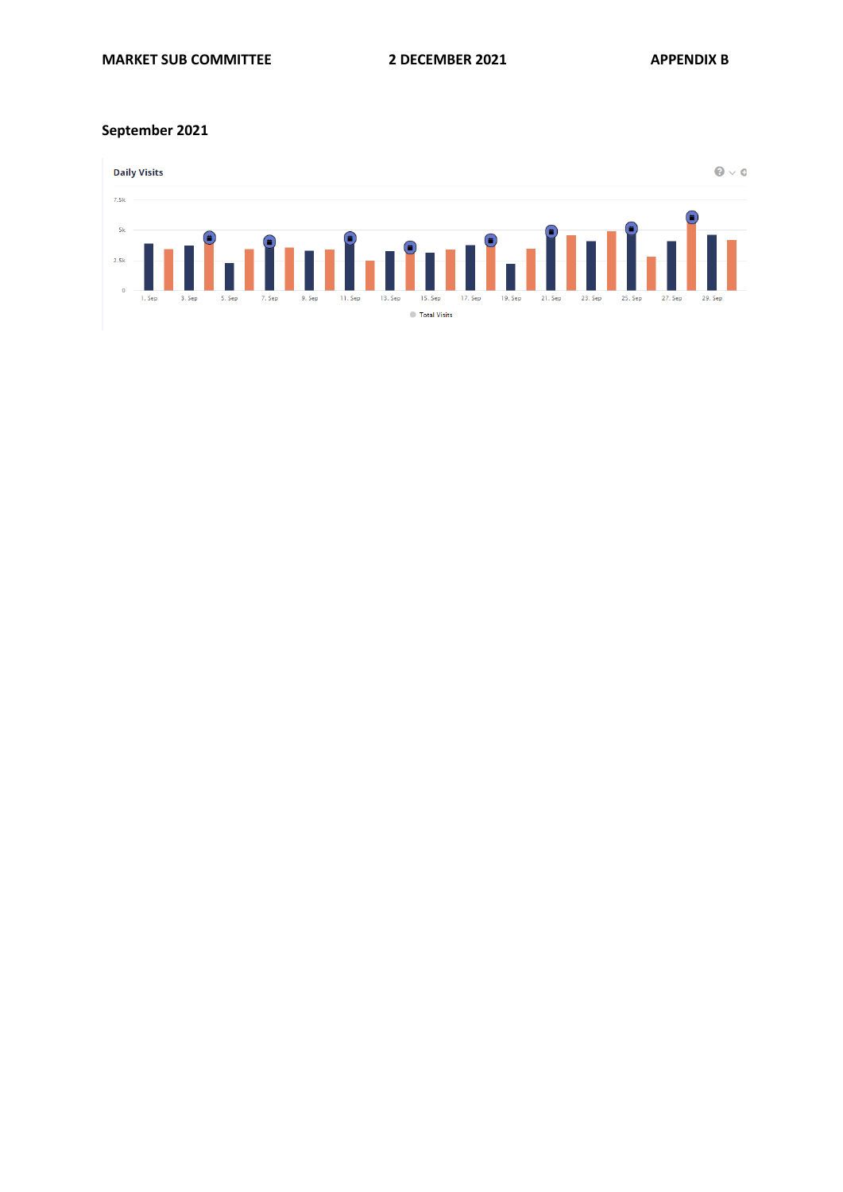MARKET SUB COMMITTEE 2 DECEMBER 2021 APPENDIX B

## September 2021

Daily Visits

7.5k
5k
2.5k
0

1. Sep
3. Sep
5. Sep
7. Sep
9. Sep
11. Sep
13. Sep
15. Sep
17. Sep
19. Sep
21. Sep
23. Sep
25. Sep
27. Sep
29. Sep

Total Visits